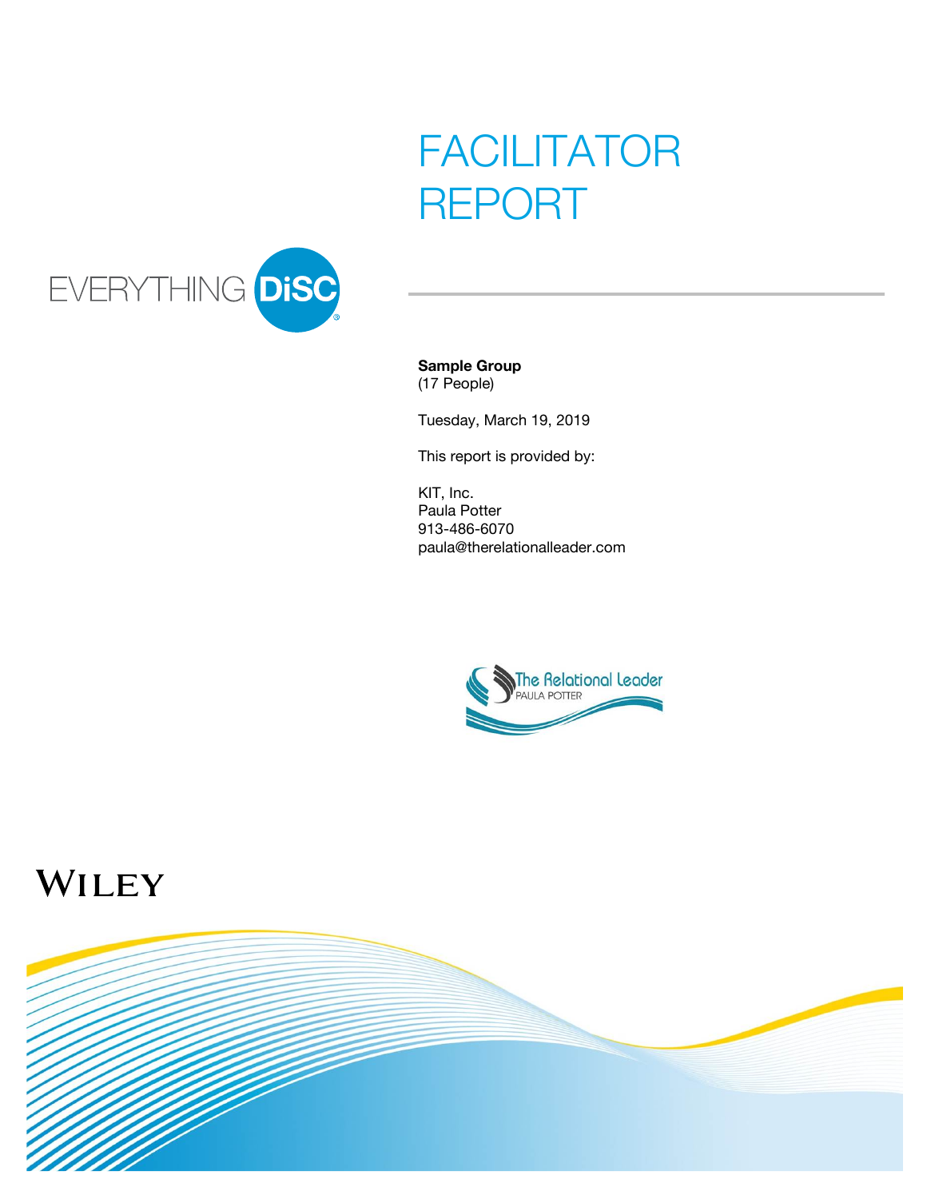# FACILITATOR REPORT

EVERYTHING DiSC®

**Sample Group**
(17 People)

Tuesday, March 19, 2019

This report is provided by:

KIT, Inc.
Paula Potter
913-486-6070
paula@therelationalleader.com

The Relational Leader
PAULA POTTER

WILEY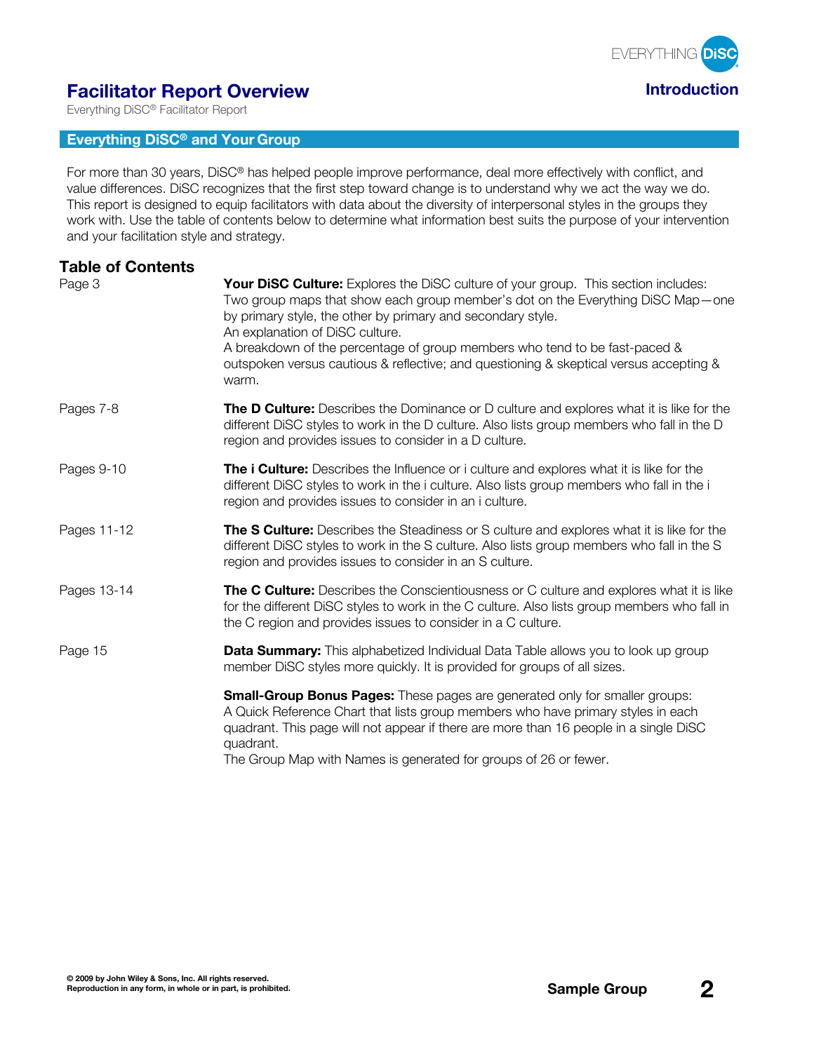# Facilitator Report Overview

Everything DiSC® Facilitator Report

**Introduction**

## Everything DiSC® and Your Group

For more than 30 years, DiSC® has helped people improve performance, deal more effectively with conflict, and value differences. DiSC recognizes that the first step toward change is to understand why we act the way we do. This report is designed to equip facilitators with data about the diversity of interpersonal styles in the groups they work with. Use the table of contents below to determine what information best suits the purpose of your intervention and your facilitation style and strategy.

### Table of Contents

| | |
|---|---|
| Page 3 | **Your DiSC Culture:** Explores the DiSC culture of your group. This section includes: Two group maps that show each group member's dot on the Everything DiSC Map—one by primary style, the other by primary and secondary style. An explanation of DiSC culture. A breakdown of the percentage of group members who tend to be fast-paced & outspoken versus cautious & reflective; and questioning & skeptical versus accepting & warm. |
| Pages 7-8 | **The D Culture:** Describes the Dominance or D culture and explores what it is like for the different DiSC styles to work in the D culture. Also lists group members who fall in the D region and provides issues to consider in a D culture. |
| Pages 9-10 | **The i Culture:** Describes the Influence or i culture and explores what it is like for the different DiSC styles to work in the i culture. Also lists group members who fall in the i region and provides issues to consider in an i culture. |
| Pages 11-12 | **The S Culture:** Describes the Steadiness or S culture and explores what it is like for the different DiSC styles to work in the S culture. Also lists group members who fall in the S region and provides issues to consider in an S culture. |
| Pages 13-14 | **The C Culture:** Describes the Conscientiousness or C culture and explores what it is like for the different DiSC styles to work in the C culture. Also lists group members who fall in the C region and provides issues to consider in a C culture. |
| Page 15 | **Data Summary:** This alphabetized Individual Data Table allows you to look up group member DiSC styles more quickly. It is provided for groups of all sizes. |
| | **Small-Group Bonus Pages:** These pages are generated only for smaller groups: A Quick Reference Chart that lists group members who have primary styles in each quadrant. This page will not appear if there are more than 16 people in a single DiSC quadrant. The Group Map with Names is generated for groups of 26 or fewer. |

© 2009 by John Wiley & Sons, Inc. All rights reserved.
Reproduction in any form, in whole or in part, is prohibited.

Sample Group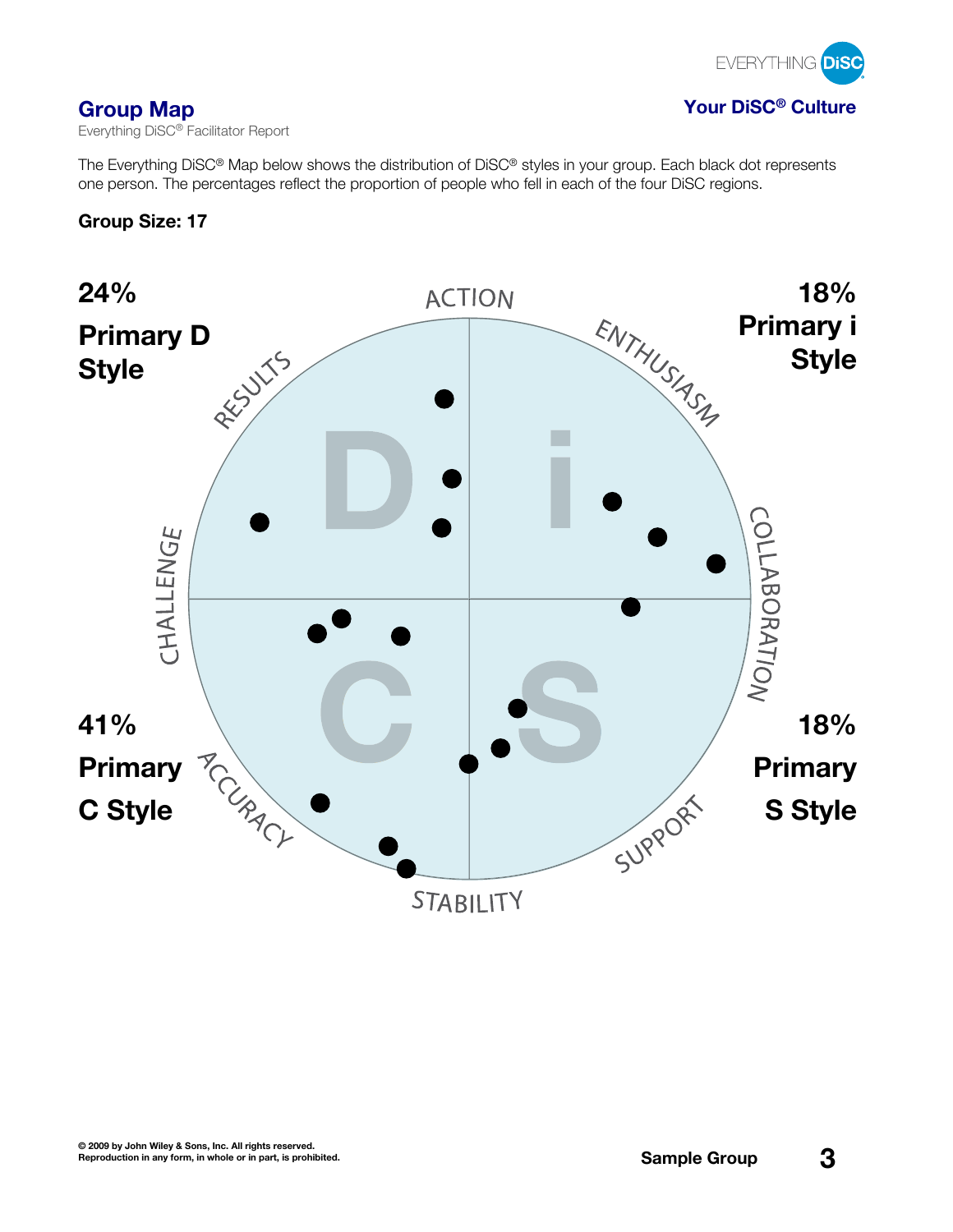## Group Map

Everything DiSC® Facilitator Report

**Your DiSC® Culture**

The Everything DiSC® Map below shows the distribution of DiSC® styles in your group. Each black dot represents one person. The percentages reflect the proportion of people who fell in each of the four DiSC regions.

**Group Size: 17**

**24%**
**Primary D Style**

**18%**
**Primary i Style**

ACTION

ENTHUSIASM

COLLABORATION

SUPPORT

STABILITY

ACCURACY

CHALLENGE

RESULTS

D

i

C

S

**41%**
**Primary C Style**

**18%**
**Primary S Style**

© 2009 by John Wiley & Sons, Inc. All rights reserved.
Reproduction in any form, in whole or in part, is prohibited.

Sample Group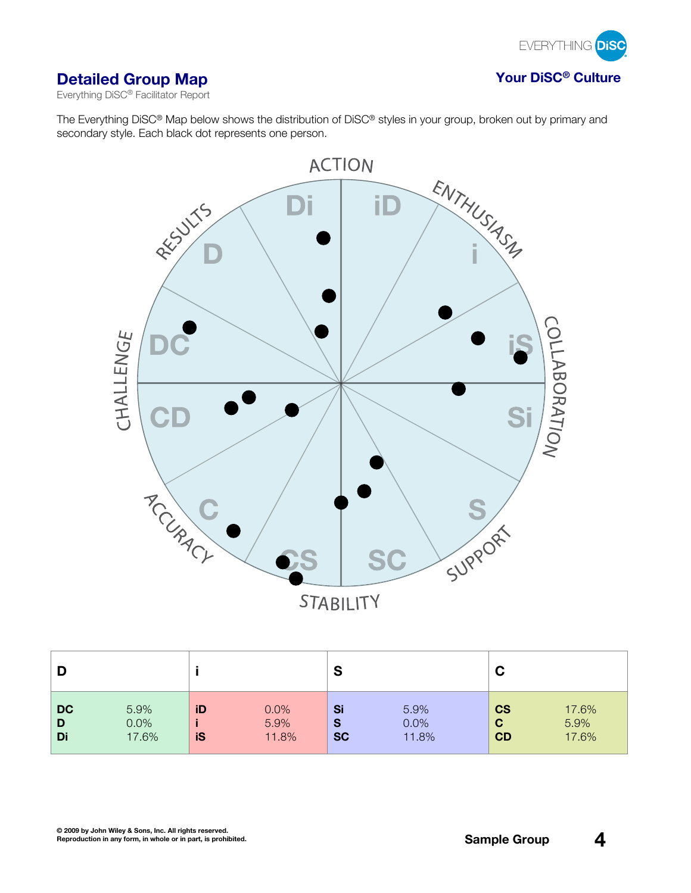## Detailed Group Map

Everything DiSC® Facilitator Report

**Your DiSC® Culture**

The Everything DiSC® Map below shows the distribution of DiSC® styles in your group, broken out by primary and secondary style. Each black dot represents one person.

| D | | i | | S | | C | |
|---|---|---|---|---|---|---|---|
| **DC** | 5.9% | **iD** | 0.0% | **Si** | 5.9% | **CS** | 17.6% |
| **D** | 0.0% | **i** | 5.9% | **S** | 0.0% | **C** | 5.9% |
| **Di** | 17.6% | **iS** | 11.8% | **SC** | 11.8% | **CD** | 17.6% |

© 2009 by John Wiley & Sons, Inc. All rights reserved.
Reproduction in any form, in whole or in part, is prohibited.

Sample Group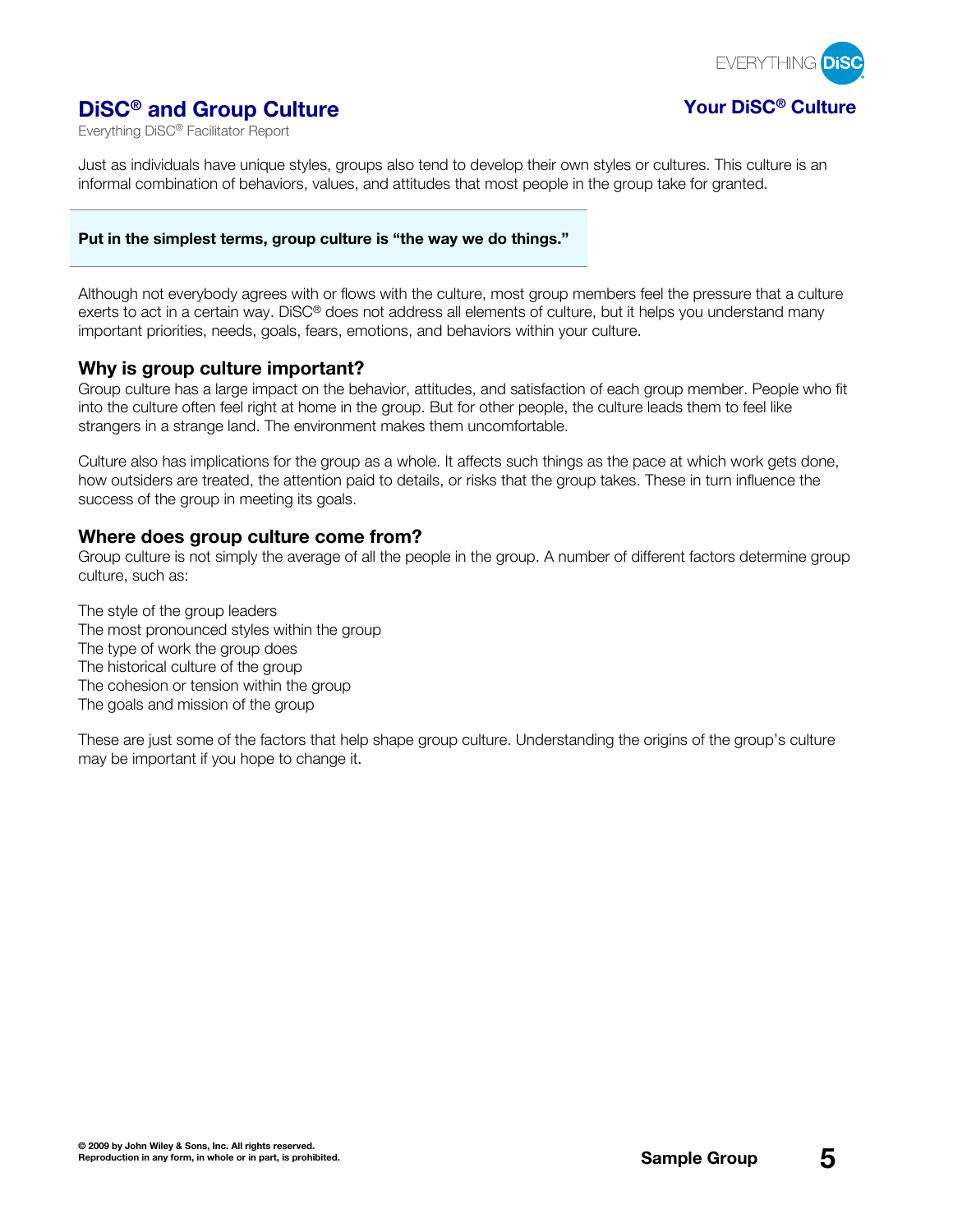# DiSC® and Group Culture

Everything DiSC® Facilitator Report

## Your DiSC® Culture

Just as individuals have unique styles, groups also tend to develop their own styles or cultures. This culture is an informal combination of behaviors, values, and attitudes that most people in the group take for granted.

**Put in the simplest terms, group culture is "the way we do things."**

Although not everybody agrees with or flows with the culture, most group members feel the pressure that a culture exerts to act in a certain way. DiSC® does not address all elements of culture, but it helps you understand many important priorities, needs, goals, fears, emotions, and behaviors within your culture.

### Why is group culture important?

Group culture has a large impact on the behavior, attitudes, and satisfaction of each group member. People who fit into the culture often feel right at home in the group. But for other people, the culture leads them to feel like strangers in a strange land. The environment makes them uncomfortable.

Culture also has implications for the group as a whole. It affects such things as the pace at which work gets done, how outsiders are treated, the attention paid to details, or risks that the group takes. These in turn influence the success of the group in meeting its goals.

### Where does group culture come from?

Group culture is not simply the average of all the people in the group. A number of different factors determine group culture, such as:

- The style of the group leaders
- The most pronounced styles within the group
- The type of work the group does
- The historical culture of the group
- The cohesion or tension within the group
- The goals and mission of the group

These are just some of the factors that help shape group culture. Understanding the origins of the group's culture may be important if you hope to change it.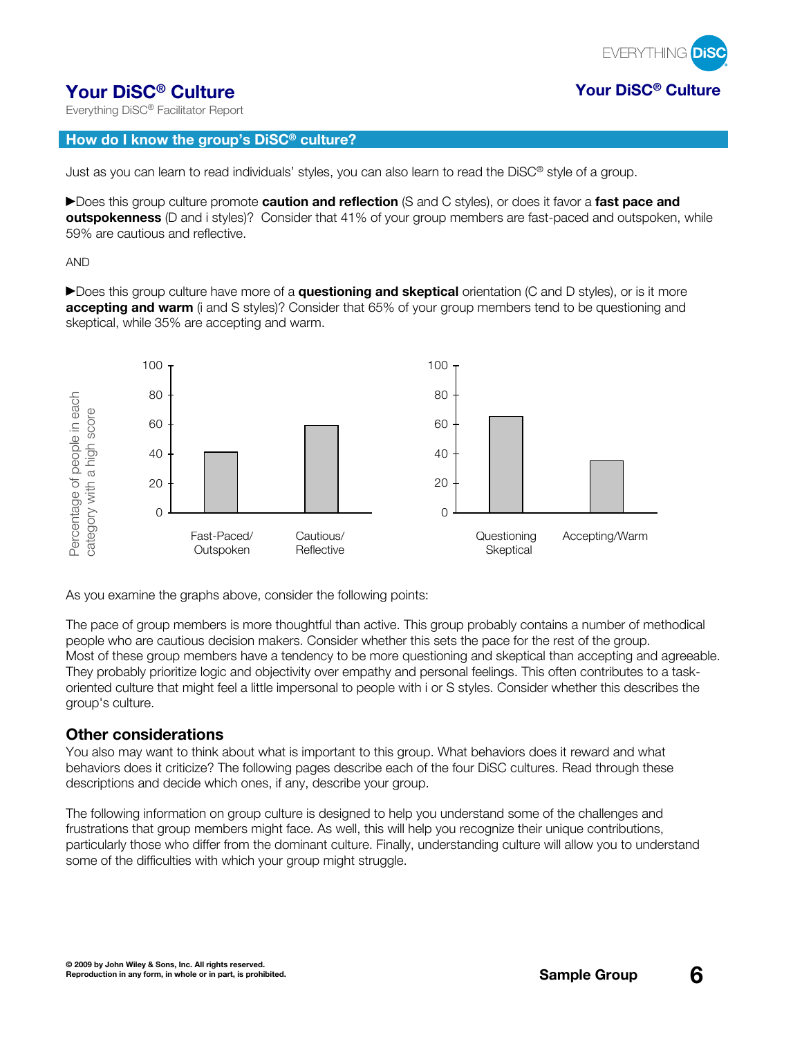# Your DiSC® Culture

Everything DiSC® Facilitator Report

## How do I know the group's DiSC® culture?

Just as you can learn to read individuals' styles, you can also learn to read the DiSC® style of a group.

▶Does this group culture promote **caution and reflection** (S and C styles), or does it favor a **fast pace and outspokenness** (D and i styles)? Consider that 41% of your group members are fast-paced and outspoken, while 59% are cautious and reflective.

AND

▶Does this group culture have more of a **questioning and skeptical** orientation (C and D styles), or is it more **accepting and warm** (i and S styles)? Consider that 65% of your group members tend to be questioning and skeptical, while 35% are accepting and warm.

As you examine the graphs above, consider the following points:

The pace of group members is more thoughtful than active. This group probably contains a number of methodical people who are cautious decision makers. Consider whether this sets the pace for the rest of the group.
Most of these group members have a tendency to be more questioning and skeptical than accepting and agreeable. They probably prioritize logic and objectivity over empathy and personal feelings. This often contributes to a task-oriented culture that might feel a little impersonal to people with i or S styles. Consider whether this describes the group's culture.

### Other considerations

You also may want to think about what is important to this group. What behaviors does it reward and what behaviors does it criticize? The following pages describe each of the four DiSC cultures. Read through these descriptions and decide which ones, if any, describe your group.

The following information on group culture is designed to help you understand some of the challenges and frustrations that group members might face. As well, this will help you recognize their unique contributions, particularly those who differ from the dominant culture. Finally, understanding culture will allow you to understand some of the difficulties with which your group might struggle.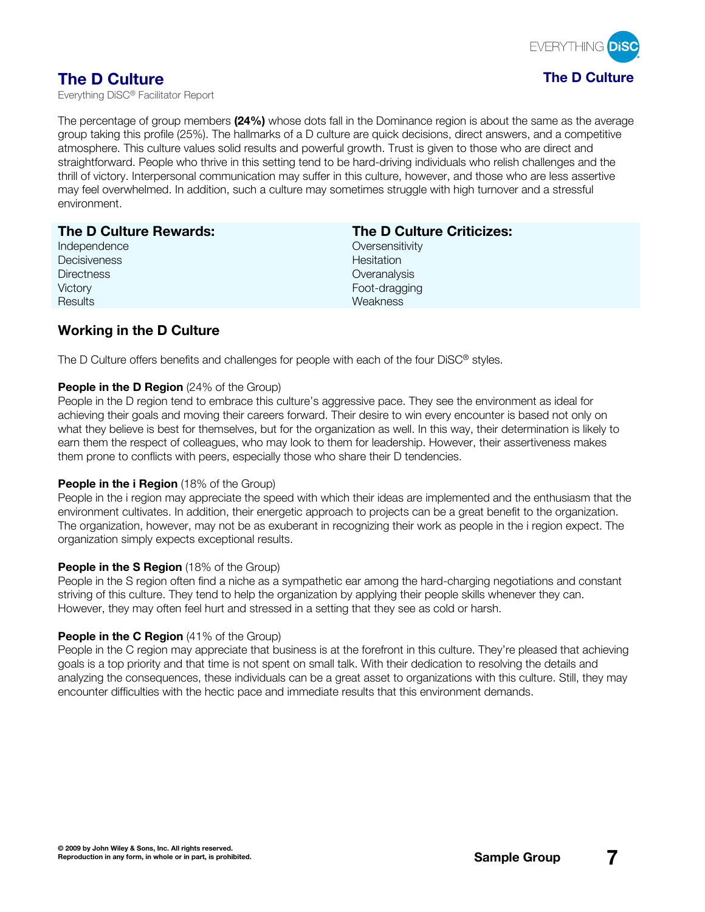# The D Culture

Everything DiSC® Facilitator Report

The percentage of group members **(24%)** whose dots fall in the Dominance region is about the same as the average group taking this profile (25%). The hallmarks of a D culture are quick decisions, direct answers, and a competitive atmosphere. This culture values solid results and powerful growth. Trust is given to those who are direct and straightforward. People who thrive in this setting tend to be hard-driving individuals who relish challenges and the thrill of victory. Interpersonal communication may suffer in this culture, however, and those who are less assertive may feel overwhelmed. In addition, such a culture may sometimes struggle with high turnover and a stressful environment.

| The D Culture Rewards: | The D Culture Criticizes: |
|---|---|
| Independence | Oversensitivity |
| Decisiveness | Hesitation |
| Directness | Overanalysis |
| Victory | Foot-dragging |
| Results | Weakness |

## Working in the D Culture

The D Culture offers benefits and challenges for people with each of the four DiSC® styles.

**People in the D Region** (24% of the Group)
People in the D region tend to embrace this culture's aggressive pace. They see the environment as ideal for achieving their goals and moving their careers forward. Their desire to win every encounter is based not only on what they believe is best for themselves, but for the organization as well. In this way, their determination is likely to earn them the respect of colleagues, who may look to them for leadership. However, their assertiveness makes them prone to conflicts with peers, especially those who share their D tendencies.

**People in the i Region** (18% of the Group)
People in the i region may appreciate the speed with which their ideas are implemented and the enthusiasm that the environment cultivates. In addition, their energetic approach to projects can be a great benefit to the organization. The organization, however, may not be as exuberant in recognizing their work as people in the i region expect. The organization simply expects exceptional results.

**People in the S Region** (18% of the Group)
People in the S region often find a niche as a sympathetic ear among the hard-charging negotiations and constant striving of this culture. They tend to help the organization by applying their people skills whenever they can. However, they may often feel hurt and stressed in a setting that they see as cold or harsh.

**People in the C Region** (41% of the Group)
People in the C region may appreciate that business is at the forefront in this culture. They're pleased that achieving goals is a top priority and that time is not spent on small talk. With their dedication to resolving the details and analyzing the consequences, these individuals can be a great asset to organizations with this culture. Still, they may encounter difficulties with the hectic pace and immediate results that this environment demands.

© 2009 by John Wiley & Sons, Inc. All rights reserved.
Reproduction in any form, in whole or in part, is prohibited.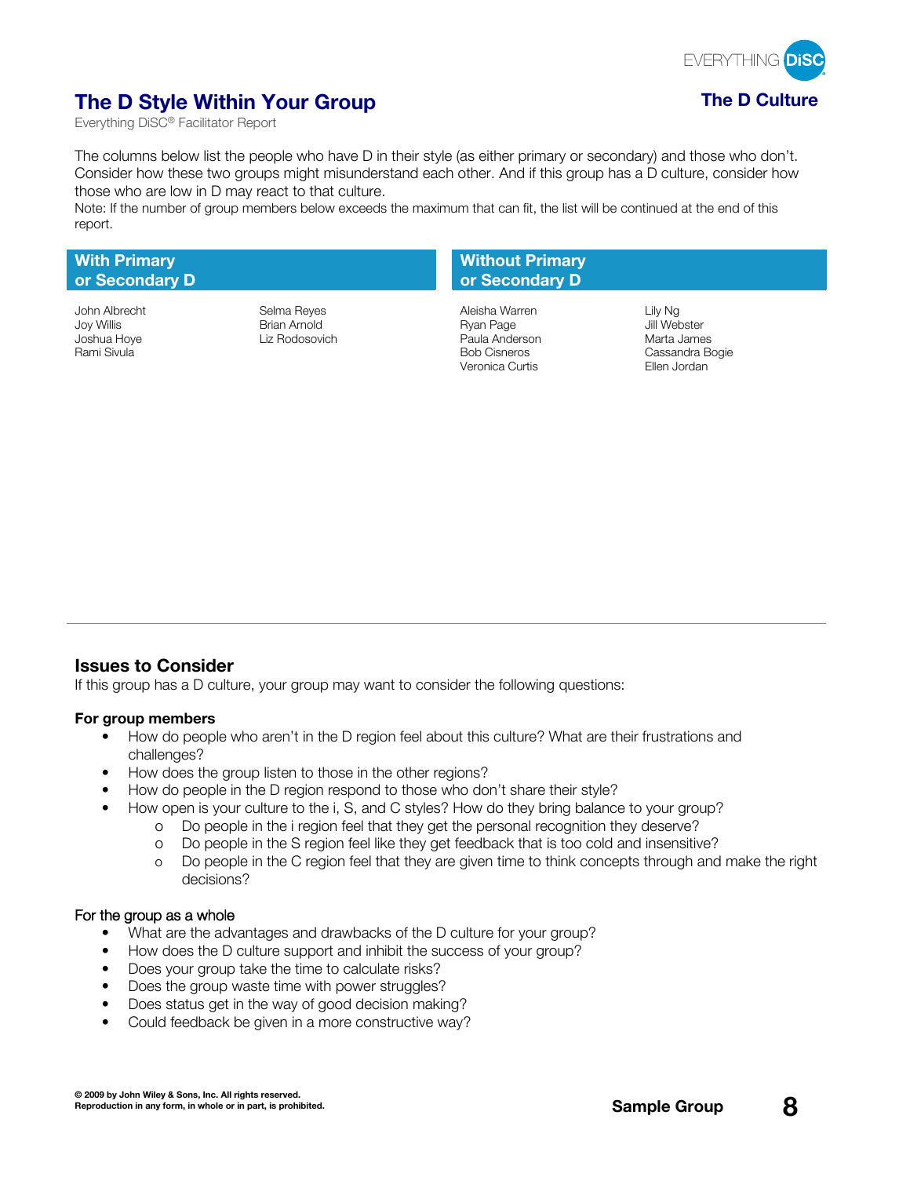# The D Style Within Your Group

Everything DiSC® Facilitator Report

**The D Culture**

The columns below list the people who have D in their style (as either primary or secondary) and those who don't. Consider how these two groups might misunderstand each other. And if this group has a D culture, consider how those who are low in D may react to that culture.

Note: If the number of group members below exceeds the maximum that can fit, the list will be continued at the end of this report.

| With Primary or Secondary D | | Without Primary or Secondary D | |
|---|---|---|---|
| John Albrecht | Selma Reyes | Aleisha Warren | Lily Ng |
| Joy Willis | Brian Arnold | Ryan Page | Jill Webster |
| Joshua Hoye | Liz Rodosovich | Paula Anderson | Marta James |
| Rami Sivula | | Bob Cisneros | Cassandra Bogie |
| | | Veronica Curtis | Ellen Jordan |

## Issues to Consider

If this group has a D culture, your group may want to consider the following questions:

**For group members**

- How do people who aren't in the D region feel about this culture? What are their frustrations and challenges?
- How does the group listen to those in the other regions?
- How do people in the D region respond to those who don't share their style?
- How open is your culture to the i, S, and C styles? How do they bring balance to your group?
    - Do people in the i region feel that they get the personal recognition they deserve?
    - Do people in the S region feel like they get feedback that is too cold and insensitive?
    - Do people in the C region feel that they are given time to think concepts through and make the right decisions?

For the group as a whole

- What are the advantages and drawbacks of the D culture for your group?
- How does the D culture support and inhibit the success of your group?
- Does your group take the time to calculate risks?
- Does the group waste time with power struggles?
- Does status get in the way of good decision making?
- Could feedback be given in a more constructive way?

**© 2009 by John Wiley & Sons, Inc. All rights reserved.**
**Reproduction in any form, in whole or in part, is prohibited.**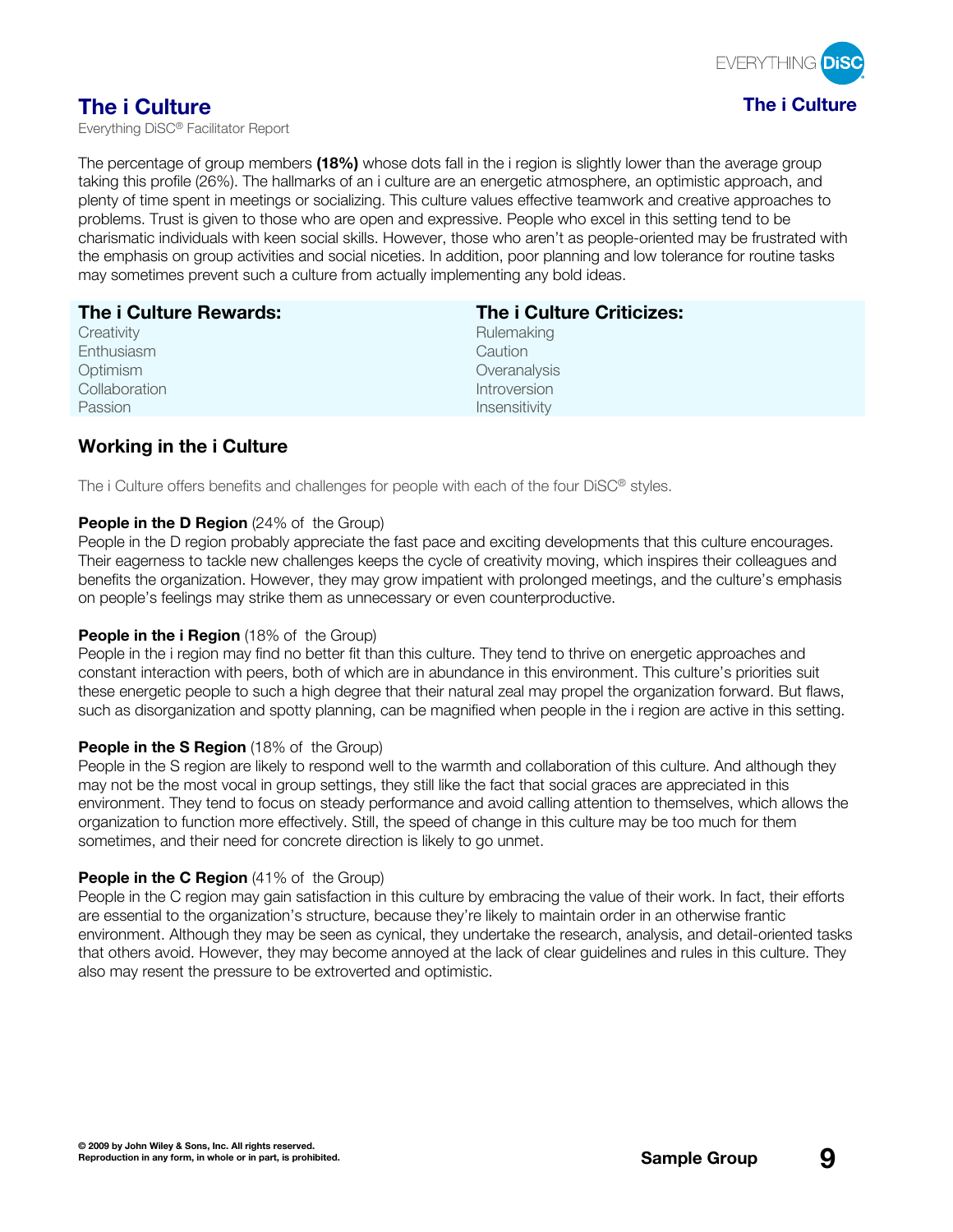# The i Culture

Everything DiSC® Facilitator Report

The percentage of group members **(18%)** whose dots fall in the i region is slightly lower than the average group taking this profile (26%). The hallmarks of an i culture are an energetic atmosphere, an optimistic approach, and plenty of time spent in meetings or socializing. This culture values effective teamwork and creative approaches to problems. Trust is given to those who are open and expressive. People who excel in this setting tend to be charismatic individuals with keen social skills. However, those who aren't as people-oriented may be frustrated with the emphasis on group activities and social niceties. In addition, poor planning and low tolerance for routine tasks may sometimes prevent such a culture from actually implementing any bold ideas.

| The i Culture Rewards: | The i Culture Criticizes: |
|---|---|
| Creativity | Rulemaking |
| Enthusiasm | Caution |
| Optimism | Overanalysis |
| Collaboration | Introversion |
| Passion | Insensitivity |

## Working in the i Culture

The i Culture offers benefits and challenges for people with each of the four DiSC® styles.

**People in the D Region** (24% of the Group)
People in the D region probably appreciate the fast pace and exciting developments that this culture encourages. Their eagerness to tackle new challenges keeps the cycle of creativity moving, which inspires their colleagues and benefits the organization. However, they may grow impatient with prolonged meetings, and the culture's emphasis on people's feelings may strike them as unnecessary or even counterproductive.

**People in the i Region** (18% of the Group)
People in the i region may find no better fit than this culture. They tend to thrive on energetic approaches and constant interaction with peers, both of which are in abundance in this environment. This culture's priorities suit these energetic people to such a high degree that their natural zeal may propel the organization forward. But flaws, such as disorganization and spotty planning, can be magnified when people in the i region are active in this setting.

**People in the S Region** (18% of the Group)
People in the S region are likely to respond well to the warmth and collaboration of this culture. And although they may not be the most vocal in group settings, they still like the fact that social graces are appreciated in this environment. They tend to focus on steady performance and avoid calling attention to themselves, which allows the organization to function more effectively. Still, the speed of change in this culture may be too much for them sometimes, and their need for concrete direction is likely to go unmet.

**People in the C Region** (41% of the Group)
People in the C region may gain satisfaction in this culture by embracing the value of their work. In fact, their efforts are essential to the organization's structure, because they're likely to maintain order in an otherwise frantic environment. Although they may be seen as cynical, they undertake the research, analysis, and detail-oriented tasks that others avoid. However, they may become annoyed at the lack of clear guidelines and rules in this culture. They also may resent the pressure to be extroverted and optimistic.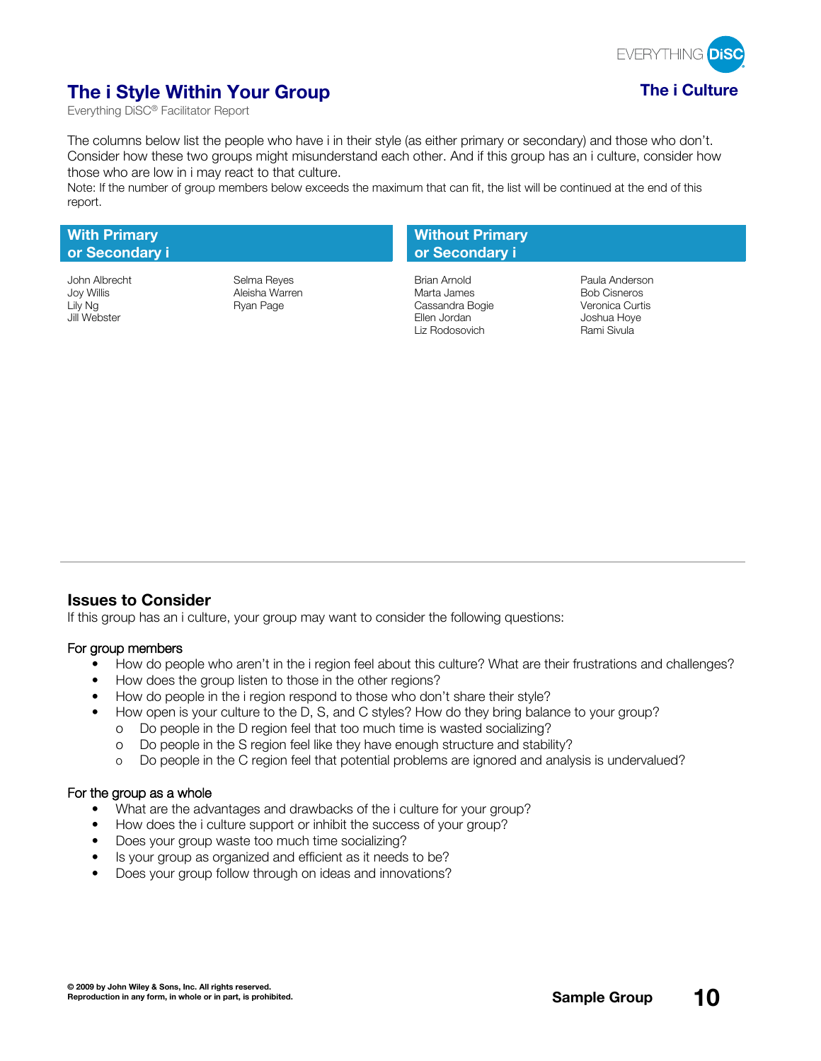# The i Style Within Your Group

**The i Culture**

Everything DiSC® Facilitator Report

The columns below list the people who have i in their style (as either primary or secondary) and those who don't. Consider how these two groups might misunderstand each other. And if this group has an i culture, consider how those who are low in i may react to that culture.

Note: If the number of group members below exceeds the maximum that can fit, the list will be continued at the end of this report.

| With Primary or Secondary i | | Without Primary or Secondary i | |
|---|---|---|---|
| John Albrecht | Selma Reyes | Brian Arnold | Paula Anderson |
| Joy Willis | Aleisha Warren | Marta James | Bob Cisneros |
| Lily Ng | Ryan Page | Cassandra Bogie | Veronica Curtis |
| Jill Webster | | Ellen Jordan | Joshua Hoye |
| | | Liz Rodosovich | Rami Sivula |

## Issues to Consider

If this group has an i culture, your group may want to consider the following questions:

### For group members

- How do people who aren't in the i region feel about this culture? What are their frustrations and challenges?
- How does the group listen to those in the other regions?
- How do people in the i region respond to those who don't share their style?
- How open is your culture to the D, S, and C styles? How do they bring balance to your group?
  - Do people in the D region feel that too much time is wasted socializing?
  - Do people in the S region feel like they have enough structure and stability?
  - Do people in the C region feel that potential problems are ignored and analysis is undervalued?

### For the group as a whole

- What are the advantages and drawbacks of the i culture for your group?
- How does the i culture support or inhibit the success of your group?
- Does your group waste too much time socializing?
- Is your group as organized and efficient as it needs to be?
- Does your group follow through on ideas and innovations?

**© 2009 by John Wiley & Sons, Inc. All rights reserved.**
**Reproduction in any form, in whole or in part, is prohibited.**

**Sample Group**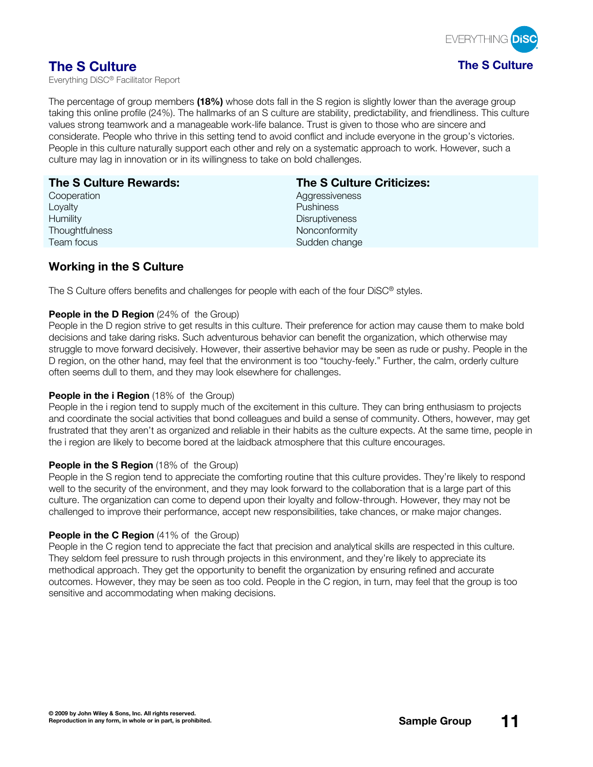# The S Culture

Everything DiSC® Facilitator Report

The percentage of group members **(18%)** whose dots fall in the S region is slightly lower than the average group taking this online profile (24%). The hallmarks of an S culture are stability, predictability, and friendliness. This culture values strong teamwork and a manageable work-life balance. Trust is given to those who are sincere and considerate. People who thrive in this setting tend to avoid conflict and include everyone in the group's victories. People in this culture naturally support each other and rely on a systematic approach to work. However, such a culture may lag in innovation or in its willingness to take on bold challenges.

| The S Culture Rewards: | The S Culture Criticizes: |
| --- | --- |
| Cooperation | Aggressiveness |
| Loyalty | Pushiness |
| Humility | Disruptiveness |
| Thoughtfulness | Nonconformity |
| Team focus | Sudden change |

## Working in the S Culture

The S Culture offers benefits and challenges for people with each of the four DiSC® styles.

**People in the D Region** (24% of the Group)
People in the D region strive to get results in this culture. Their preference for action may cause them to make bold decisions and take daring risks. Such adventurous behavior can benefit the organization, which otherwise may struggle to move forward decisively. However, their assertive behavior may be seen as rude or pushy. People in the D region, on the other hand, may feel that the environment is too "touchy-feely." Further, the calm, orderly culture often seems dull to them, and they may look elsewhere for challenges.

**People in the i Region** (18% of the Group)
People in the i region tend to supply much of the excitement in this culture. They can bring enthusiasm to projects and coordinate the social activities that bond colleagues and build a sense of community. Others, however, may get frustrated that they aren't as organized and reliable in their habits as the culture expects. At the same time, people in the i region are likely to become bored at the laidback atmosphere that this culture encourages.

**People in the S Region** (18% of the Group)
People in the S region tend to appreciate the comforting routine that this culture provides. They're likely to respond well to the security of the environment, and they may look forward to the collaboration that is a large part of this culture. The organization can come to depend upon their loyalty and follow-through. However, they may not be challenged to improve their performance, accept new responsibilities, take chances, or make major changes.

**People in the C Region** (41% of the Group)
People in the C region tend to appreciate the fact that precision and analytical skills are respected in this culture. They seldom feel pressure to rush through projects in this environment, and they're likely to appreciate its methodical approach. They get the opportunity to benefit the organization by ensuring refined and accurate outcomes. However, they may be seen as too cold. People in the C region, in turn, may feel that the group is too sensitive and accommodating when making decisions.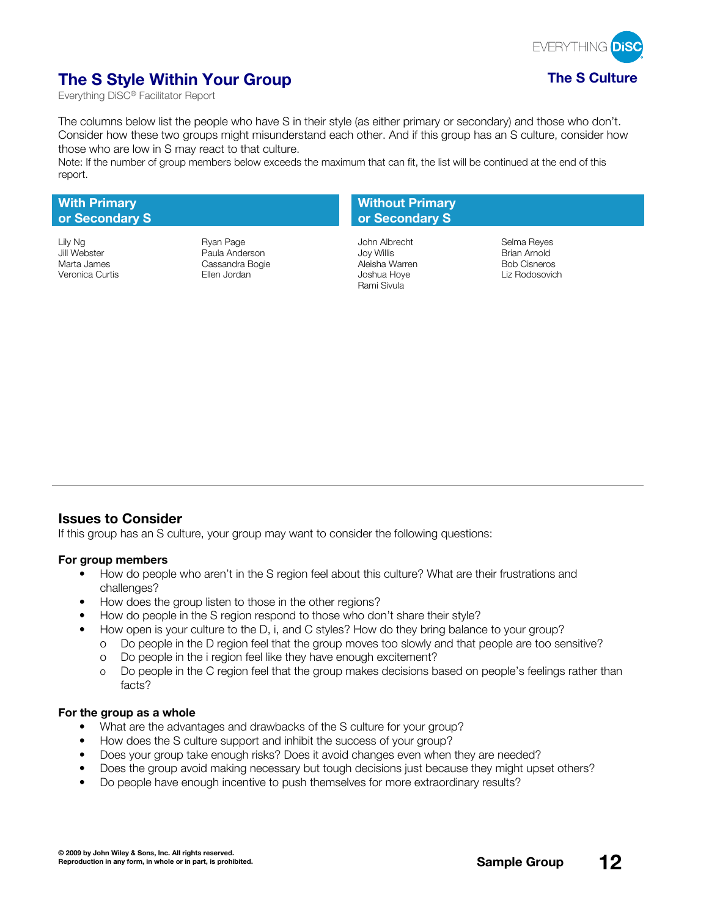## The S Style Within Your Group

Everything DiSC® Facilitator Report

**The S Culture**

The columns below list the people who have S in their style (as either primary or secondary) and those who don't. Consider how these two groups might misunderstand each other. And if this group has an S culture, consider how those who are low in S may react to that culture.

Note: If the number of group members below exceeds the maximum that can fit, the list will be continued at the end of this report.

| With Primary or Secondary S | | Without Primary or Secondary S | |
|---|---|---|---|
| Lily Ng | Ryan Page | John Albrecht | Selma Reyes |
| Jill Webster | Paula Anderson | Joy Willis | Brian Arnold |
| Marta James | Cassandra Bogie | Aleisha Warren | Bob Cisneros |
| Veronica Curtis | Ellen Jordan | Joshua Hoye | Liz Rodosovich |
| | | Rami Sivula | |

### Issues to Consider

If this group has an S culture, your group may want to consider the following questions:

**For group members**

- How do people who aren't in the S region feel about this culture? What are their frustrations and challenges?
- How does the group listen to those in the other regions?
- How do people in the S region respond to those who don't share their style?
- How open is your culture to the D, i, and C styles? How do they bring balance to your group?
  - Do people in the D region feel that the group moves too slowly and that people are too sensitive?
  - Do people in the i region feel like they have enough excitement?
  - Do people in the C region feel that the group makes decisions based on people's feelings rather than facts?

**For the group as a whole**

- What are the advantages and drawbacks of the S culture for your group?
- How does the S culture support and inhibit the success of your group?
- Does your group take enough risks? Does it avoid changes even when they are needed?
- Does the group avoid making necessary but tough decisions just because they might upset others?
- Do people have enough incentive to push themselves for more extraordinary results?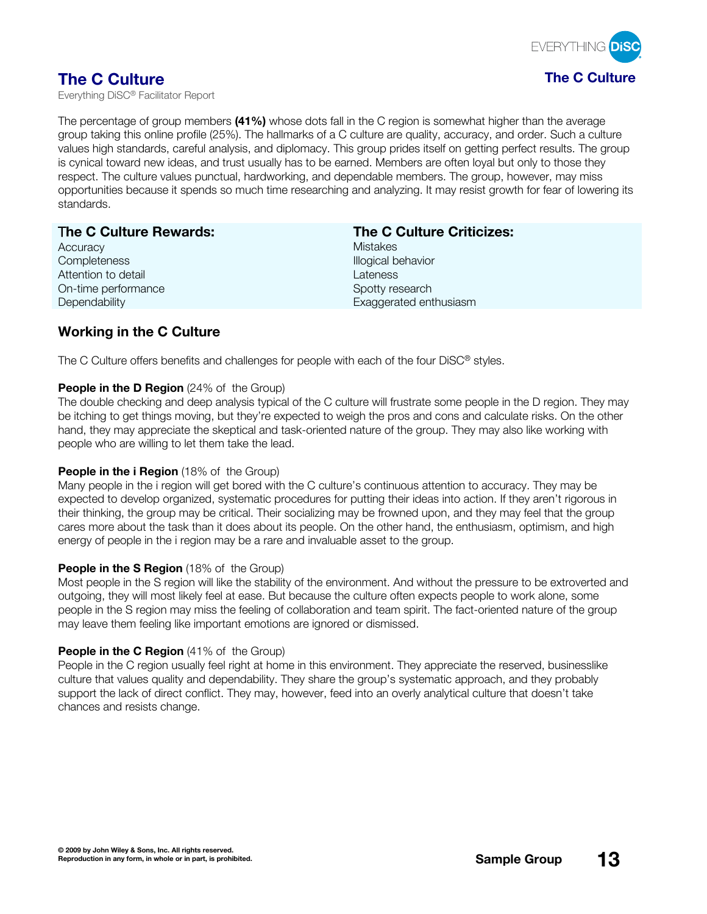# The C Culture

Everything DiSC® Facilitator Report

The percentage of group members **(41%)** whose dots fall in the C region is somewhat higher than the average group taking this online profile (25%). The hallmarks of a C culture are quality, accuracy, and order. Such a culture values high standards, careful analysis, and diplomacy. This group prides itself on getting perfect results. The group is cynical toward new ideas, and trust usually has to be earned. Members are often loyal but only to those they respect. The culture values punctual, hardworking, and dependable members. The group, however, may miss opportunities because it spends so much time researching and analyzing. It may resist growth for fear of lowering its standards.

| The C Culture Rewards: | The C Culture Criticizes: |
|---|---|
| Accuracy | Mistakes |
| Completeness | Illogical behavior |
| Attention to detail | Lateness |
| On-time performance | Spotty research |
| Dependability | Exaggerated enthusiasm |

## Working in the C Culture

The C Culture offers benefits and challenges for people with each of the four DiSC® styles.

**People in the D Region** (24% of the Group)
The double checking and deep analysis typical of the C culture will frustrate some people in the D region. They may be itching to get things moving, but they're expected to weigh the pros and cons and calculate risks. On the other hand, they may appreciate the skeptical and task-oriented nature of the group. They may also like working with people who are willing to let them take the lead.

**People in the i Region** (18% of the Group)
Many people in the i region will get bored with the C culture's continuous attention to accuracy. They may be expected to develop organized, systematic procedures for putting their ideas into action. If they aren't rigorous in their thinking, the group may be critical. Their socializing may be frowned upon, and they may feel that the group cares more about the task than it does about its people. On the other hand, the enthusiasm, optimism, and high energy of people in the i region may be a rare and invaluable asset to the group.

**People in the S Region** (18% of the Group)
Most people in the S region will like the stability of the environment. And without the pressure to be extroverted and outgoing, they will most likely feel at ease. But because the culture often expects people to work alone, some people in the S region may miss the feeling of collaboration and team spirit. The fact-oriented nature of the group may leave them feeling like important emotions are ignored or dismissed.

**People in the C Region** (41% of the Group)
People in the C region usually feel right at home in this environment. They appreciate the reserved, businesslike culture that values quality and dependability. They share the group's systematic approach, and they probably support the lack of direct conflict. They may, however, feed into an overly analytical culture that doesn't take chances and resists change.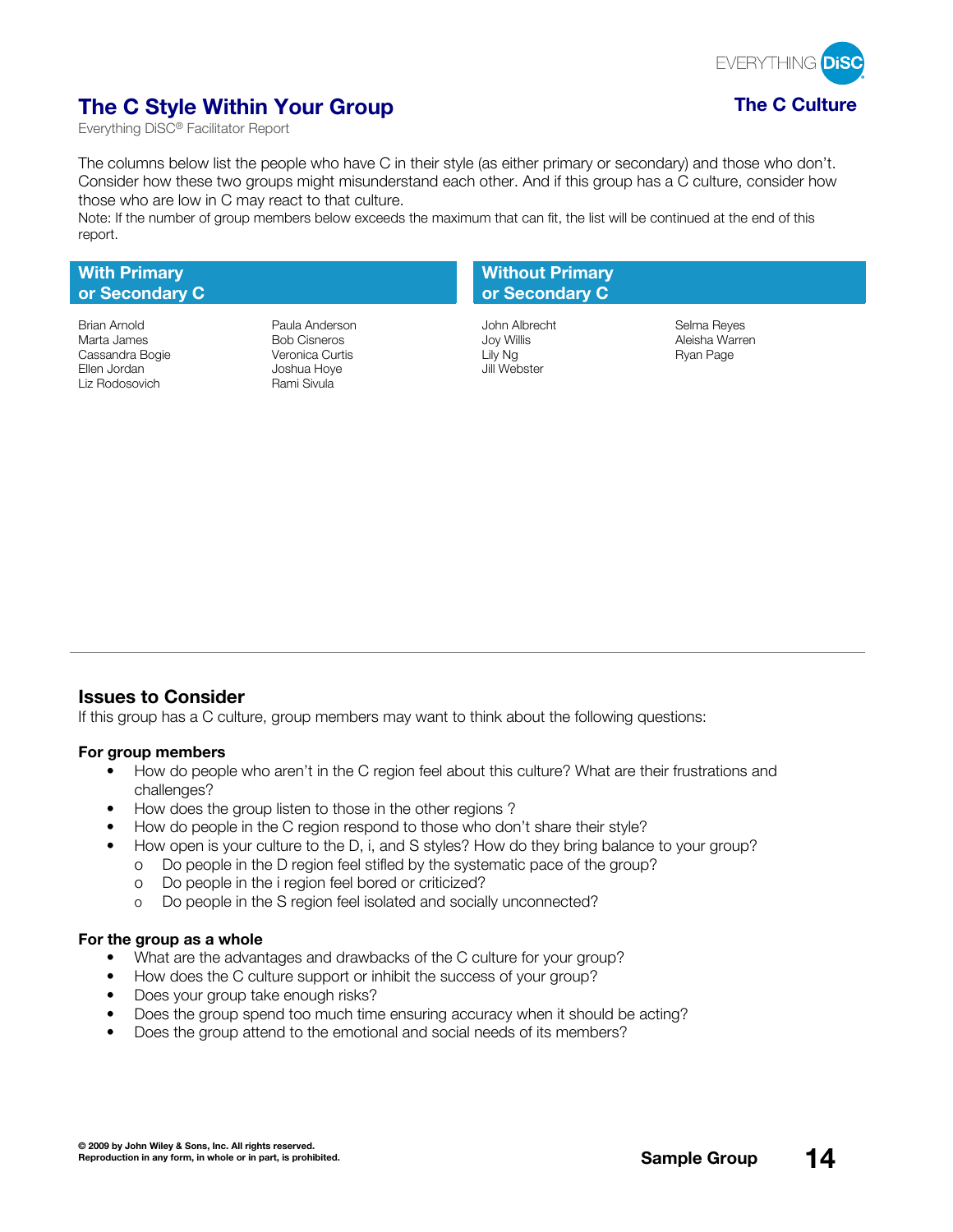# The C Style Within Your Group

**The C Culture**

Everything DiSC® Facilitator Report

The columns below list the people who have C in their style (as either primary or secondary) and those who don't. Consider how these two groups might misunderstand each other. And if this group has a C culture, consider how those who are low in C may react to that culture.

Note: If the number of group members below exceeds the maximum that can fit, the list will be continued at the end of this report.

| With Primary or Secondary C | | Without Primary or Secondary C | |
|---|---|---|---|
| Brian Arnold | Paula Anderson | John Albrecht | Selma Reyes |
| Marta James | Bob Cisneros | Joy Willis | Aleisha Warren |
| Cassandra Bogie | Veronica Curtis | Lily Ng | Ryan Page |
| Ellen Jordan | Joshua Hoye | Jill Webster | |
| Liz Rodosovich | Rami Sivula | | |

## Issues to Consider

If this group has a C culture, group members may want to think about the following questions:

**For group members**

- How do people who aren't in the C region feel about this culture? What are their frustrations and challenges?
- How does the group listen to those in the other regions ?
- How do people in the C region respond to those who don't share their style?
- How open is your culture to the D, i, and S styles? How do they bring balance to your group?
  - Do people in the D region feel stifled by the systematic pace of the group?
  - Do people in the i region feel bored or criticized?
  - Do people in the S region feel isolated and socially unconnected?

**For the group as a whole**

- What are the advantages and drawbacks of the C culture for your group?
- How does the C culture support or inhibit the success of your group?
- Does your group take enough risks?
- Does the group spend too much time ensuring accuracy when it should be acting?
- Does the group attend to the emotional and social needs of its members?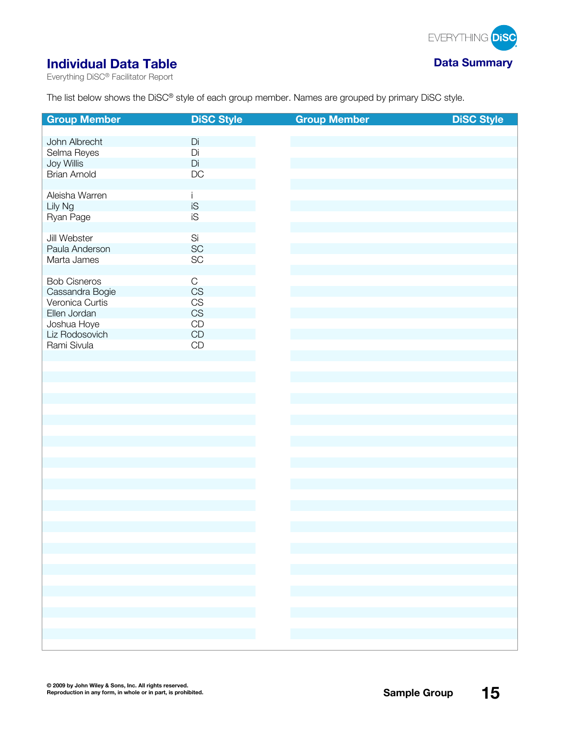## Individual Data Table

Everything DiSC® Facilitator Report

**Data Summary**

The list below shows the DiSC® style of each group member. Names are grouped by primary DiSC style.

| Group Member | DiSC Style | Group Member | DiSC Style |
|---|---|---|---|
| John Albrecht | Di | | |
| Selma Reyes | Di | | |
| Joy Willis | Di | | |
| Brian Arnold | DC | | |
| | | | |
| Aleisha Warren | i | | |
| Lily Ng | iS | | |
| Ryan Page | iS | | |
| | | | |
| Jill Webster | Si | | |
| Paula Anderson | SC | | |
| Marta James | SC | | |
| | | | |
| Bob Cisneros | C | | |
| Cassandra Bogie | CS | | |
| Veronica Curtis | CS | | |
| Ellen Jordan | CS | | |
| Joshua Hoye | CD | | |
| Liz Rodosovich | CD | | |
| Rami Sivula | CD | | |

© 2009 by John Wiley & Sons, Inc. All rights reserved.
Reproduction in any form, in whole or in part, is prohibited.

Sample Group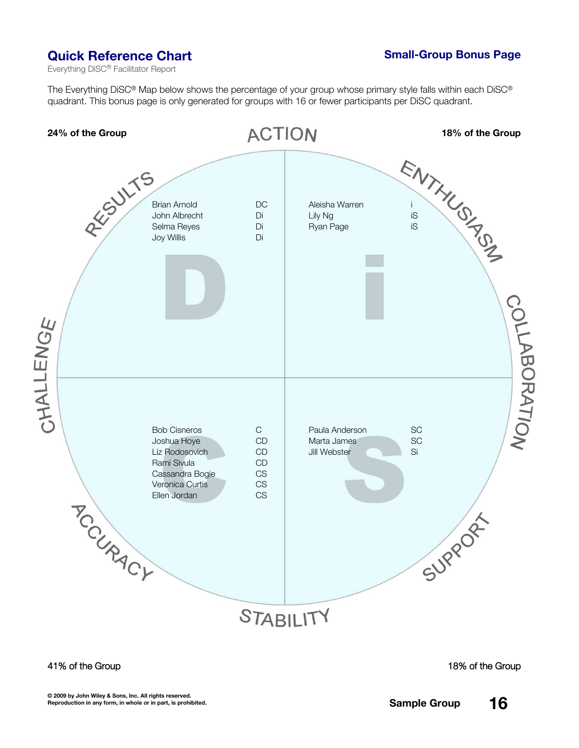## Quick Reference Chart

Everything DiSC® Facilitator Report

**Small-Group Bonus Page**

The Everything DiSC® Map below shows the percentage of your group whose primary style falls within each DiSC® quadrant. This bonus page is only generated for groups with 16 or fewer participants per DiSC quadrant.

ACTION

**24% of the Group** (D)

RESULTS

| Name | Style |
|---|---|
| Brian Arnold | DC |
| John Albrecht | Di |
| Selma Reyes | Di |
| Joy Willis | Di |

**18% of the Group** (i)

ENTHUSIASM

| Name | Style |
|---|---|
| Aleisha Warren | i |
| Lily Ng | iS |
| Ryan Page | iS |

CHALLENGE

COLLABORATION

**41% of the Group** (C)

ACCURACY

| Name | Style |
|---|---|
| Bob Cisneros | C |
| Joshua Hoye | CD |
| Liz Rodosovich | CD |
| Rami Sivula | CD |
| Cassandra Bogie | CS |
| Veronica Curtis | CS |
| Ellen Jordan | CS |

**18% of the Group** (S)

SUPPORT

| Name | Style |
|---|---|
| Paula Anderson | SC |
| Marta James | SC |
| Jill Webster | Si |

STABILITY

© 2009 by John Wiley & Sons, Inc. All rights reserved.
Reproduction in any form, in whole or in part, is prohibited.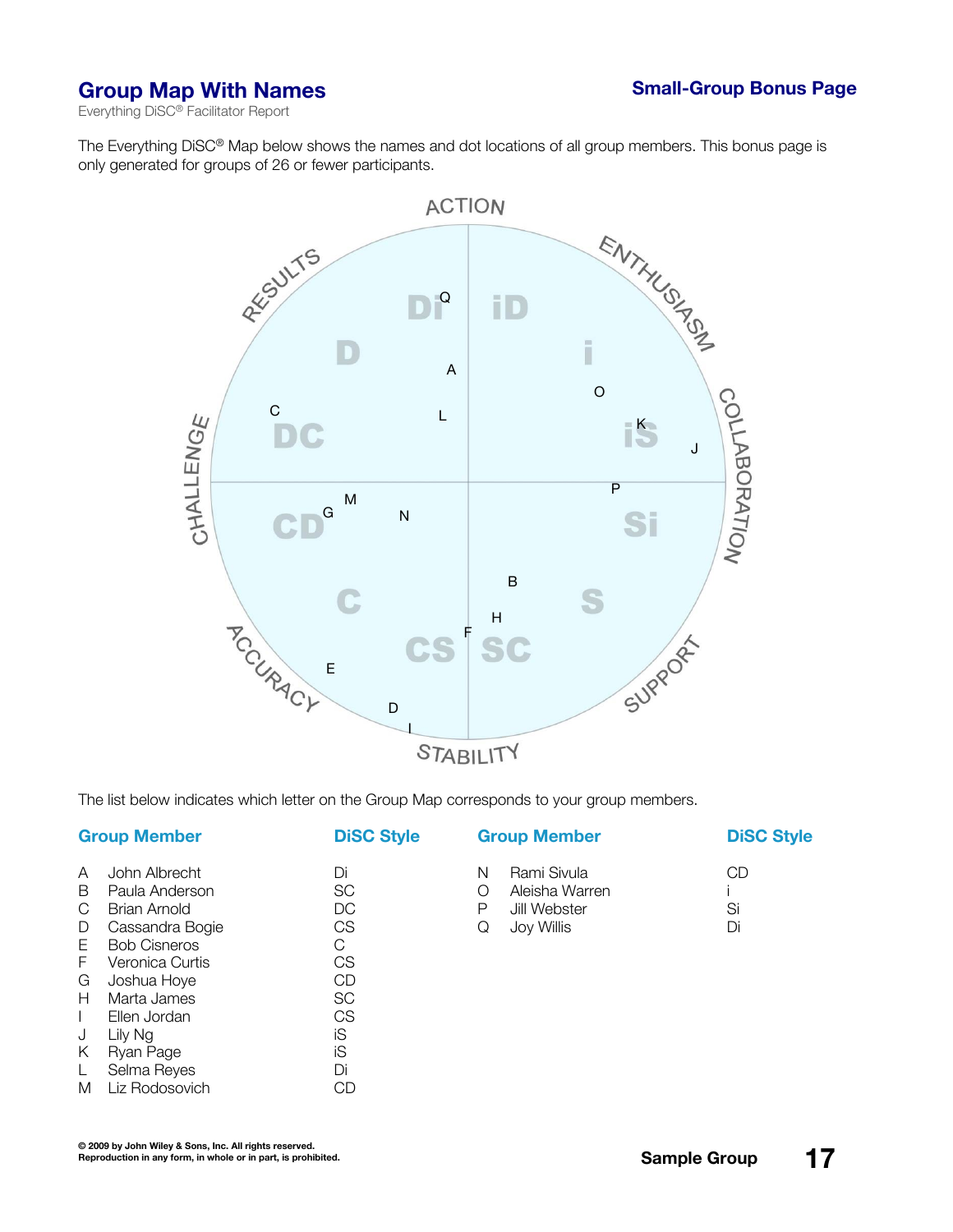## Group Map With Names

Everything DiSC® Facilitator Report

**Small-Group Bonus Page**

The Everything DiSC® Map below shows the names and dot locations of all group members. This bonus page is only generated for groups of 26 or fewer participants.

ACTION
ENTHUSIASM
COLLABORATION
SUPPORT
STABILITY
ACCURACY
CHALLENGE
RESULTS

Di
iD
D
i
DC
iS
CD
Si
C
S
CS
SC

Q
A
L
C
O
K
J
P
M
G
N
B
H
F
E
D
I

The list below indicates which letter on the Group Map corresponds to your group members.

| Group Member | | DiSC Style | Group Member | | DiSC Style |
|---|---|---|---|---|---|
| A | John Albrecht | Di | N | Rami Sivula | CD |
| B | Paula Anderson | SC | O | Aleisha Warren | i |
| C | Brian Arnold | DC | P | Jill Webster | Si |
| D | Cassandra Bogie | CS | Q | Joy Willis | Di |
| E | Bob Cisneros | C | | | |
| F | Veronica Curtis | CS | | | |
| G | Joshua Hoye | CD | | | |
| H | Marta James | SC | | | |
| I | Ellen Jordan | CS | | | |
| J | Lily Ng | iS | | | |
| K | Ryan Page | iS | | | |
| L | Selma Reyes | Di | | | |
| M | Liz Rodosovich | CD | | | |

**© 2009 by John Wiley & Sons, Inc. All rights reserved.**
**Reproduction in any form, in whole or in part, is prohibited.**

**Sample Group**